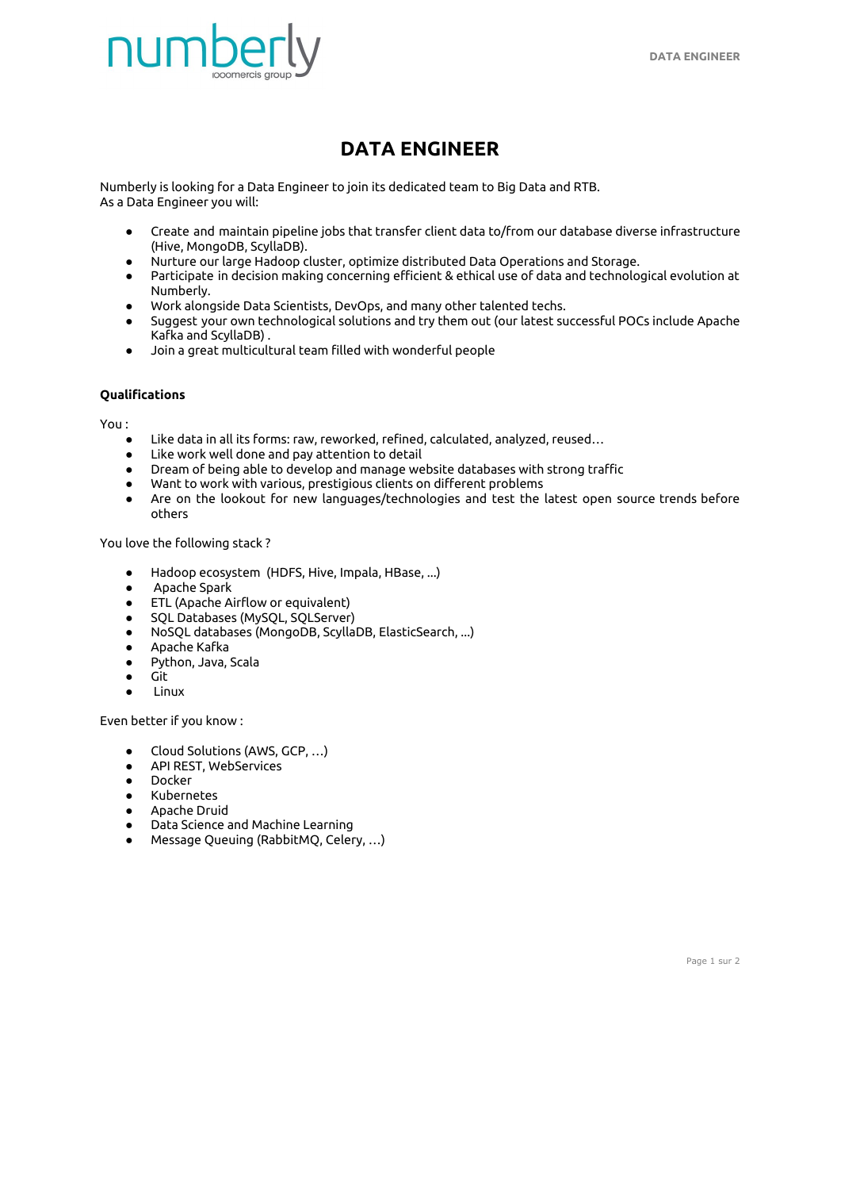# DATA ENGINEER

Numberly is looking for a Data Engineer to join its dedicated team to Big Data and RTB.
As a Data Engineer you will:

- Create and maintain pipeline jobs that transfer client data to/from our database diverse infrastructure (Hive, MongoDB, ScyllaDB).
- Nurture our large Hadoop cluster, optimize distributed Data Operations and Storage.
- Participate in decision making concerning efficient & ethical use of data and technological evolution at Numberly.
- Work alongside Data Scientists, DevOps, and many other talented techs.
- Suggest your own technological solutions and try them out (our latest successful POCs include Apache Kafka and ScyllaDB) .
- Join a great multicultural team filled with wonderful people

**Qualifications**

You :

- Like data in all its forms: raw, reworked, refined, calculated, analyzed, reused…
- Like work well done and pay attention to detail
- Dream of being able to develop and manage website databases with strong traffic
- Want to work with various, prestigious clients on different problems
- Are on the lookout for new languages/technologies and test the latest open source trends before others

You love the following stack ?

- Hadoop ecosystem (HDFS, Hive, Impala, HBase, ...)
- Apache Spark
- ETL (Apache Airflow or equivalent)
- SQL Databases (MySQL, SQLServer)
- NoSQL databases (MongoDB, ScyllaDB, ElasticSearch, ...)
- Apache Kafka
- Python, Java, Scala
- Git
- Linux

Even better if you know :

- Cloud Solutions (AWS, GCP, …)
- API REST, WebServices
- Docker
- Kubernetes
- Apache Druid
- Data Science and Machine Learning
- Message Queuing (RabbitMQ, Celery, …)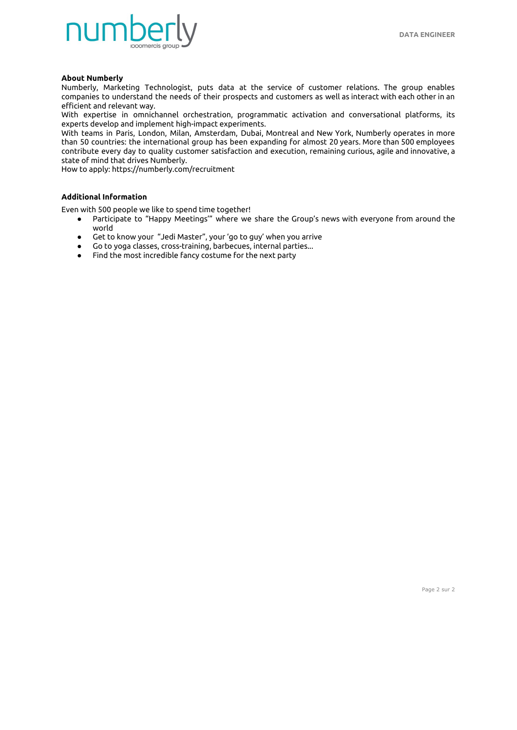**About Numberly**

Numberly, Marketing Technologist, puts data at the service of customer relations. The group enables companies to understand the needs of their prospects and customers as well as interact with each other in an efficient and relevant way.

With expertise in omnichannel orchestration, programmatic activation and conversational platforms, its experts develop and implement high-impact experiments.

With teams in Paris, London, Milan, Amsterdam, Dubai, Montreal and New York, Numberly operates in more than 50 countries: the international group has been expanding for almost 20 years. More than 500 employees contribute every day to quality customer satisfaction and execution, remaining curious, agile and innovative, a state of mind that drives Numberly.

How to apply: https://numberly.com/recruitment

**Additional Information**

Even with 500 people we like to spend time together!

- Participate to "Happy Meetings'" where we share the Group's news with everyone from around the world
- Get to know your "Jedi Master", your 'go to guy' when you arrive
- Go to yoga classes, cross-training, barbecues, internal parties...
- Find the most incredible fancy costume for the next party